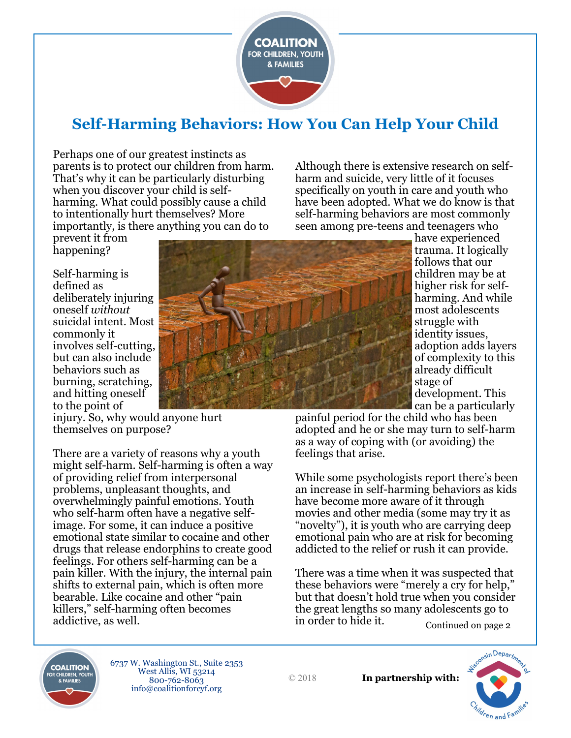# Self-Harming Behaviors: How You Can Help Your Child

Perhaps one of our greatest instincts as parents is to protect our children from harm. That's why it can be particularly disturbing when you discover your child is self-harming. What could possibly cause a child to intentionally hurt themselves? More importantly, is there anything you can do to prevent it from happening?

Self-harming is defined as deliberately injuring oneself *without* suicidal intent. Most commonly it involves self-cutting, but can also include behaviors such as burning, scratching, and hitting oneself to the point of injury. So, why would anyone hurt themselves on purpose?

There are a variety of reasons why a youth might self-harm. Self-harming is often a way of providing relief from interpersonal problems, unpleasant thoughts, and overwhelmingly painful emotions. Youth who self-harm often have a negative self-image. For some, it can induce a positive emotional state similar to cocaine and other drugs that release endorphins to create good feelings. For others self-harming can be a pain killer. With the injury, the internal pain shifts to external pain, which is often more bearable. Like cocaine and other "pain killers," self-harming often becomes addictive, as well.

Although there is extensive research on self-harm and suicide, very little of it focuses specifically on youth in care and youth who have been adopted. What we do know is that self-harming behaviors are most commonly seen among pre-teens and teenagers who have experienced trauma. It logically follows that our children may be at higher risk for self-harming. And while most adolescents struggle with identity issues, adoption adds layers of complexity to this already difficult stage of development. This can be a particularly painful period for the child who has been adopted and he or she may turn to self-harm as a way of coping with (or avoiding) the feelings that arise.

While some psychologists report there's been an increase in self-harming behaviors as kids have become more aware of it through movies and other media (some may try it as "novelty"), it is youth who are carrying deep emotional pain who are at risk for becoming addicted to the relief or rush it can provide.

There was a time when it was suspected that these behaviors were "merely a cry for help," but that doesn't hold true when you consider the great lengths so many adolescents go to in order to hide it.

Continued on page 2

6737 W. Washington St., Suite 2353
West Allis, WI 53214
800-762-8063
info@coalitionforcyf.org

© 2018

**In partnership with:**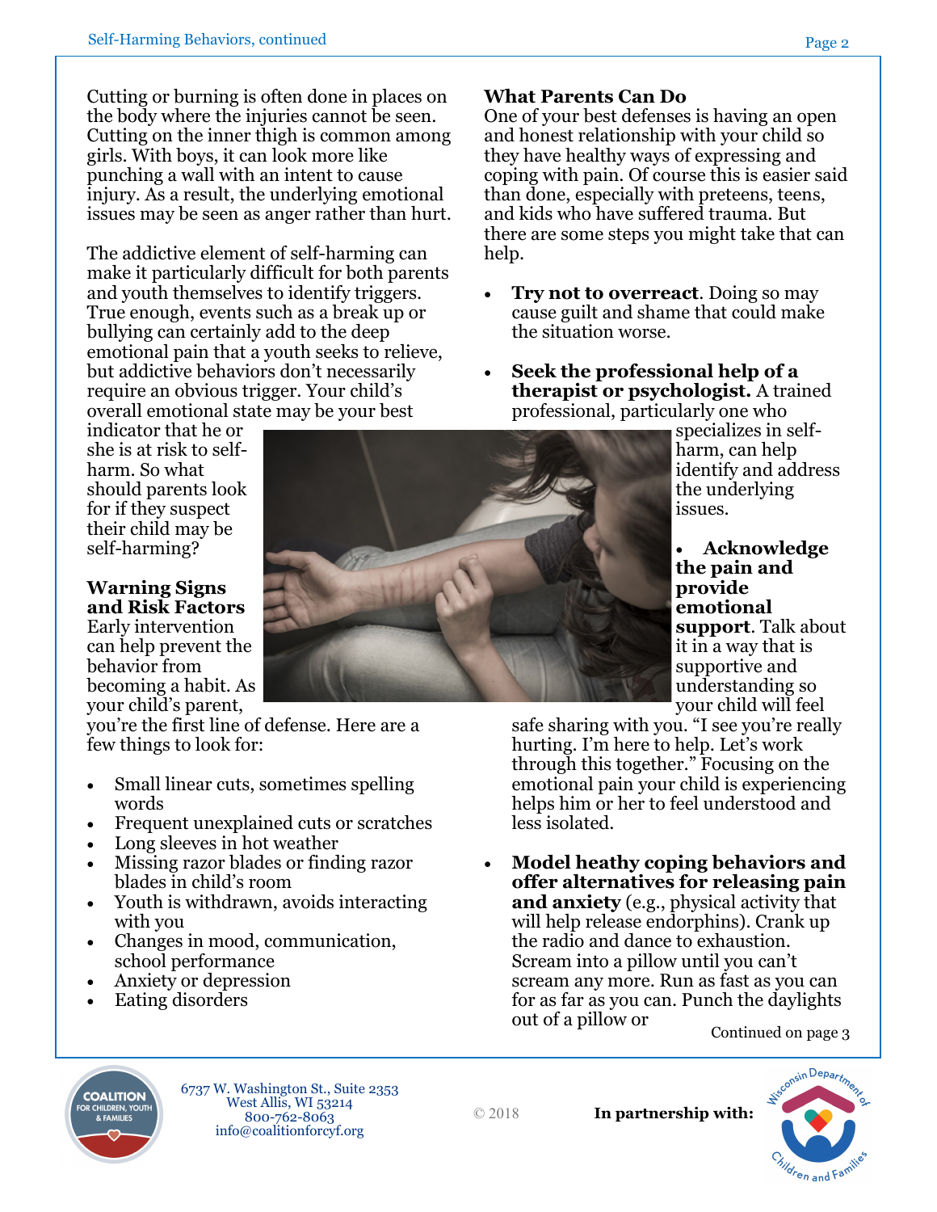Cutting or burning is often done in places on the body where the injuries cannot be seen. Cutting on the inner thigh is common among girls. With boys, it can look more like punching a wall with an intent to cause injury. As a result, the underlying emotional issues may be seen as anger rather than hurt.

The addictive element of self-harming can make it particularly difficult for both parents and youth themselves to identify triggers. True enough, events such as a break up or bullying can certainly add to the deep emotional pain that a youth seeks to relieve, but addictive behaviors don't necessarily require an obvious trigger. Your child's overall emotional state may be your best indicator that he or she is at risk to self-harm. So what should parents look for if they suspect their child may be self-harming?

## Warning Signs and Risk Factors

Early intervention can help prevent the behavior from becoming a habit. As your child's parent, you're the first line of defense. Here are a few things to look for:

- Small linear cuts, sometimes spelling words
- Frequent unexplained cuts or scratches
- Long sleeves in hot weather
- Missing razor blades or finding razor blades in child's room
- Youth is withdrawn, avoids interacting with you
- Changes in mood, communication, school performance
- Anxiety or depression
- Eating disorders

## What Parents Can Do

One of your best defenses is having an open and honest relationship with your child so they have healthy ways of expressing and coping with pain. Of course this is easier said than done, especially with preteens, teens, and kids who have suffered trauma. But there are some steps you might take that can help.

- **Try not to overreact**. Doing so may cause guilt and shame that could make the situation worse.
- **Seek the professional help of a therapist or psychologist.** A trained professional, particularly one who specializes in self-harm, can help identify and address the underlying issues.
- **Acknowledge the pain and provide emotional support**. Talk about it in a way that is supportive and understanding so your child will feel safe sharing with you. "I see you're really hurting. I'm here to help. Let's work through this together." Focusing on the emotional pain your child is experiencing helps him or her to feel understood and less isolated.
- **Model heathy coping behaviors and offer alternatives for releasing pain and anxiety** (e.g., physical activity that will help release endorphins). Crank up the radio and dance to exhaustion. Scream into a pillow until you can't scream any more. Run as fast as you can for as far as you can. Punch the daylights out of a pillow or

Continued on page 3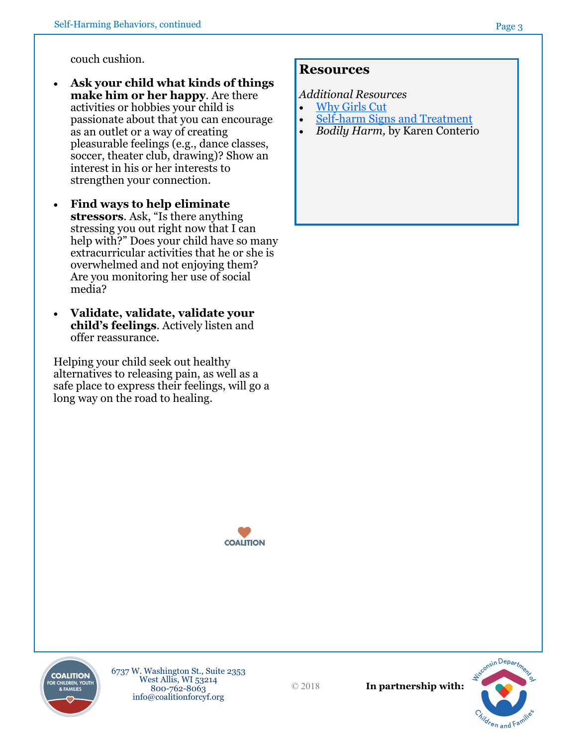couch cushion.

- **Ask your child what kinds of things make him or her happy**. Are there activities or hobbies your child is passionate about that you can encourage as an outlet or a way of creating pleasurable feelings (e.g., dance classes, soccer, theater club, drawing)? Show an interest in his or her interests to strengthen your connection.
- **Find ways to help eliminate stressors**. Ask, "Is there anything stressing you out right now that I can help with?" Does your child have so many extracurricular activities that he or she is overwhelmed and not enjoying them? Are you monitoring her use of social media?
- **Validate, validate, validate your child's feelings**. Actively listen and offer reassurance.

Helping your child seek out healthy alternatives to releasing pain, as well as a safe place to express their feelings, will go a long way on the road to healing.

## Resources

*Additional Resources*

- Why Girls Cut
- Self-harm Signs and Treatment
- *Bodily Harm,* by Karen Conterio

COALITION

6737 W. Washington St., Suite 2353
West Allis, WI 53214
800-762-8063
info@coalitionforcyf.org

© 2018

**In partnership with:**